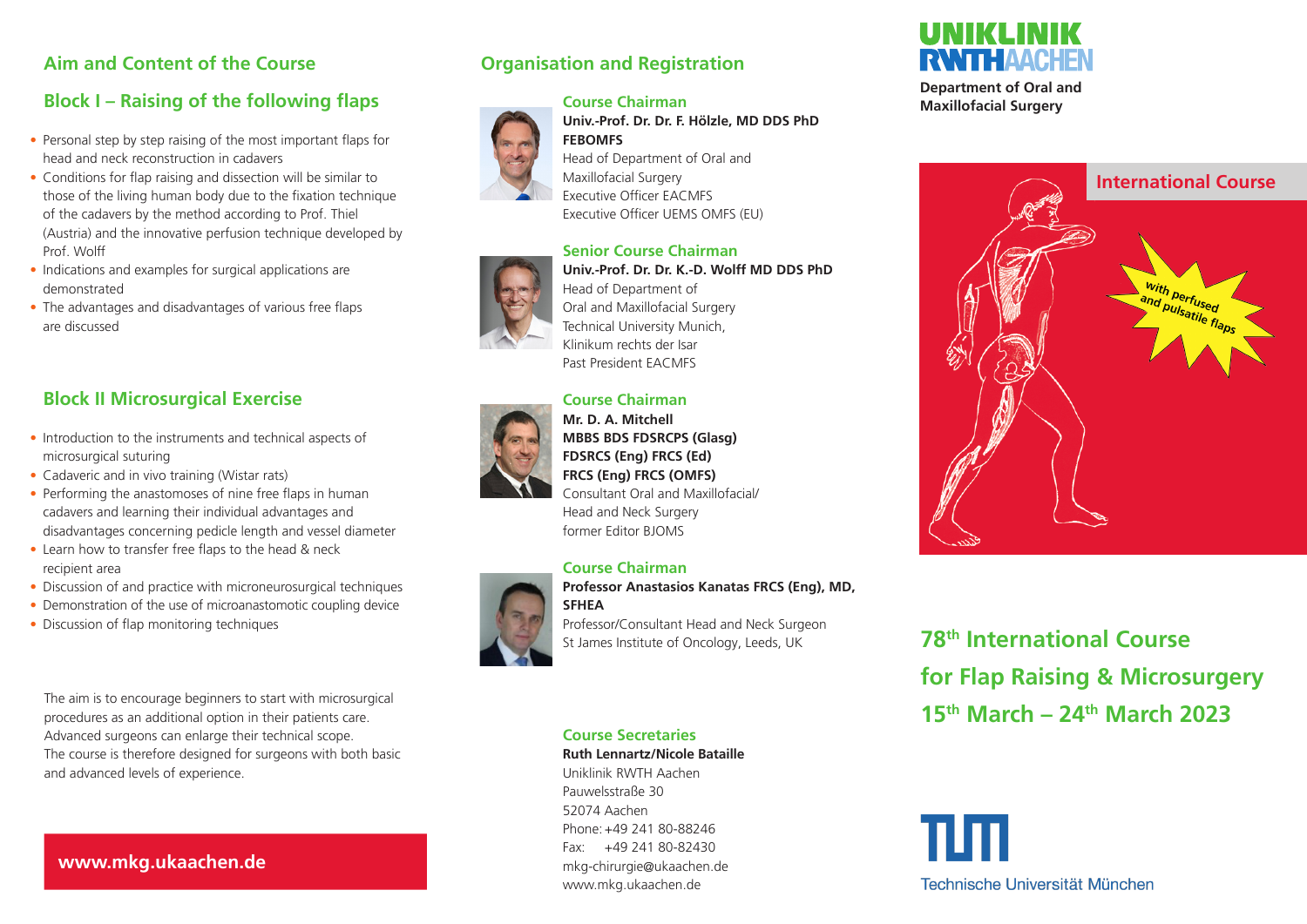## Aim and Content of the Course

### Block I – Raising of the following flaps

- Personal step by step raising of the most important flaps for head and neck reconstruction in cadavers
- Conditions for flap raising and dissection will be similar to those of the living human body due to the fixation technique of the cadavers by the method according to Prof. Thiel (Austria) and the innovative perfusion technique developed by Prof. Wolff
- Indications and examples for surgical applications are demonstrated
- The advantages and disadvantages of various free flaps are discussed

### Block II Microsurgical Exercise

- Introduction to the instruments and technical aspects of microsurgical suturing
- Cadaveric and in vivo training (Wistar rats)
- Performing the anastomoses of nine free flaps in human cadavers and learning their individual advantages and disadvantages concerning pedicle length and vessel diameter
- Learn how to transfer free flaps to the head & neck recipient area
- Discussion of and practice with microneurosurgical techniques
- Demonstration of the use of microanastomotic coupling device
- Discussion of flap monitoring techniques

The aim is to encourage beginners to start with microsurgical procedures as an additional option in their patients care. Advanced surgeons can enlarge their technical scope. The course is therefore designed for surgeons with both basic and advanced levels of experience.

**www.mkg.ukaachen.de**

## Organisation and Registration

### Course Chairman

**Univ.-Prof. Dr. Dr. F. Hölzle, MD DDS PhD FEBOMFS**
Head of Department of Oral and Maxillofacial Surgery
Executive Officer EACMFS
Executive Officer UEMS OMFS (EU)

### Senior Course Chairman

**Univ.-Prof. Dr. Dr. K.-D. Wolff MD DDS PhD**
Head of Department of Oral and Maxillofacial Surgery
Technical University Munich, Klinikum rechts der Isar
Past President EACMFS

### Course Chairman

**Mr. D. A. Mitchell**
**MBBS BDS FDSRCPS (Glasg) FDSRCS (Eng) FRCS (Ed) FRCS (Eng) FRCS (OMFS)**
Consultant Oral and Maxillofacial/ Head and Neck Surgery
former Editor BJOMS

### Course Chairman

**Professor Anastasios Kanatas FRCS (Eng), MD, SFHEA**
Professor/Consultant Head and Neck Surgeon
St James Institute of Oncology, Leeds, UK

### Course Secretaries

**Ruth Lennartz/Nicole Bataille**
Uniklinik RWTH Aachen
Pauwelsstraße 30
52074 Aachen
Phone: +49 241 80-88246
Fax: +49 241 80-82430
mkg-chirurgie@ukaachen.de
www.mkg.ukaachen.de

UNIKLINIK RWTHAACHEN

**Department of Oral and Maxillofacial Surgery**

International Course

with perfused and pulsatile flaps

# 78th International Course for Flap Raising & Microsurgery 15th March – 24th March 2023

Technische Universität München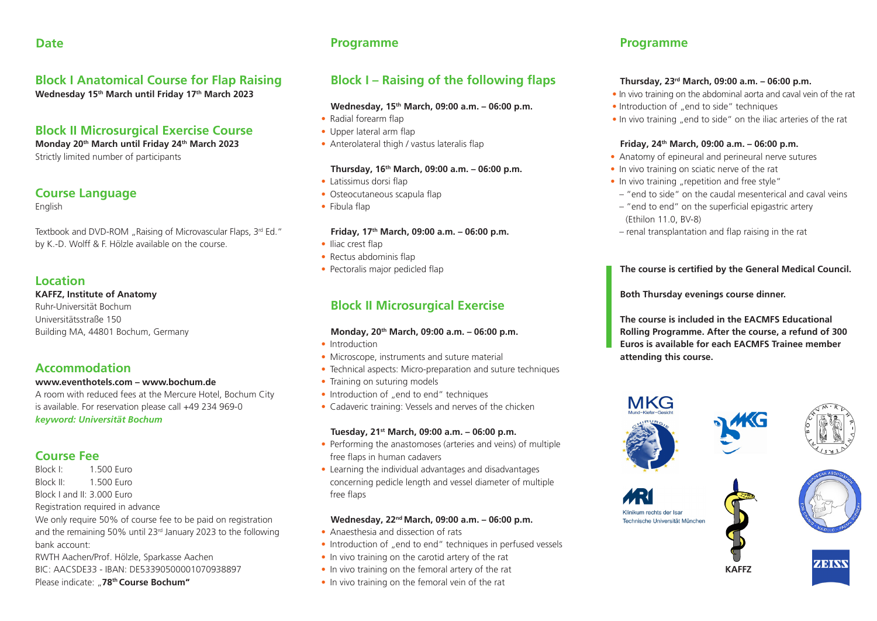## Date

### Block I Anatomical Course for Flap Raising

**Wednesday 15th March until Friday 17th March 2023**

### Block II Microsurgical Exercise Course

**Monday 20th March until Friday 24th March 2023**

Strictly limited number of participants

### Course Language

English

Textbook and DVD-ROM „Raising of Microvascular Flaps, 3rd Ed." by K.-D. Wolff & F. Hölzle available on the course.

### Location

**KAFFZ, Institute of Anatomy**
Ruhr-Universität Bochum
Universitätsstraße 150
Building MA, 44801 Bochum, Germany

### Accommodation

**www.eventhotels.com – www.bochum.de**
A room with reduced fees at the Mercure Hotel, Bochum City is available. For reservation please call +49 234 969-0
***keyword: Universität Bochum***

### Course Fee

Block I: 1.500 Euro
Block II: 1.500 Euro
Block I and II: 3.000 Euro
Registration required in advance
We only require 50% of course fee to be paid on registration and the remaining 50% until 23rd January 2023 to the following bank account:
RWTH Aachen/Prof. Hölzle, Sparkasse Aachen
BIC: AACSDE33 - IBAN: DE53390500001070938897
Please indicate: „**78th Course Bochum"**

## Programme

### Block I – Raising of the following flaps

**Wednesday, 15th March, 09:00 a.m. – 06:00 p.m.**

- Radial forearm flap
- Upper lateral arm flap
- Anterolateral thigh / vastus lateralis flap

**Thursday, 16th March, 09:00 a.m. – 06:00 p.m.**

- Latissimus dorsi flap
- Osteocutaneous scapula flap
- Fibula flap

**Friday, 17th March, 09:00 a.m. – 06:00 p.m.**

- Iliac crest flap
- Rectus abdominis flap
- Pectoralis major pedicled flap

### Block II Microsurgical Exercise

**Monday, 20th March, 09:00 a.m. – 06:00 p.m.**

- Introduction
- Microscope, instruments and suture material
- Technical aspects: Micro-preparation and suture techniques
- Training on suturing models
- Introduction of „end to end" techniques
- Cadaveric training: Vessels and nerves of the chicken

**Tuesday, 21st March, 09:00 a.m. – 06:00 p.m.**

- Performing the anastomoses (arteries and veins) of multiple free flaps in human cadavers
- Learning the individual advantages and disadvantages concerning pedicle length and vessel diameter of multiple free flaps

**Wednesday, 22nd March, 09:00 a.m. – 06:00 p.m.**

- Anaesthesia and dissection of rats
- Introduction of „end to end" techniques in perfused vessels
- In vivo training on the carotid artery of the rat
- In vivo training on the femoral artery of the rat
- In vivo training on the femoral vein of the rat

## Programme

**Thursday, 23rd March, 09:00 a.m. – 06:00 p.m.**

- In vivo training on the abdominal aorta and caval vein of the rat
- Introduction of „end to side" techniques
- In vivo training „end to side" on the iliac arteries of the rat

**Friday, 24th March, 09:00 a.m. – 06:00 p.m.**

- Anatomy of epineural and perineural nerve sutures
- In vivo training on sciatic nerve of the rat
- In vivo training „repetition and free style"
  - "end to side" on the caudal mesenterical and caval veins
  - "end to end" on the superficial epigastric artery (Ethilon 11.0, BV-8)
  - renal transplantation and flap raising in the rat

**The course is certified by the General Medical Council.**

**Both Thursday evenings course dinner.**

**The course is included in the EACMFS Educational Rolling Programme. After the course, a refund of 300 Euros is available for each EACMFS Trainee member attending this course.**

MKG Mund-Kiefer-Gesicht

Klinikum rechts der Isar
Technische Universität München

KAFFZ

ZEISS